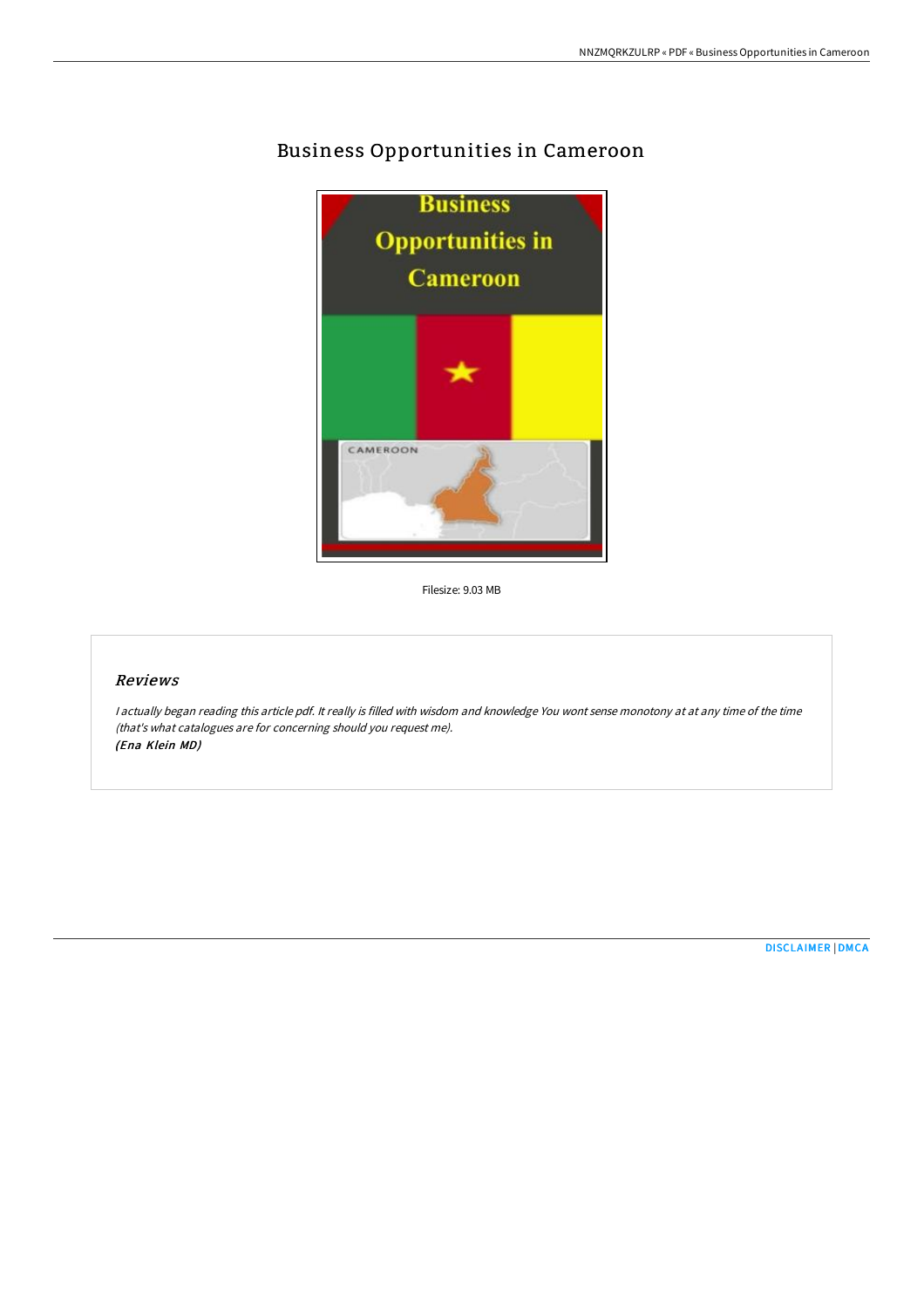# Business Opportunities in Cameroon

Filesize: 9.03 MB

## Reviews

*I actually began reading this article pdf. It really is filled with wisdom and knowledge You wont sense monotony at at any time of the time (that's what catalogues are for concerning should you request me).*
***(Ena Klein MD)***

DISCLAIMER | DMCA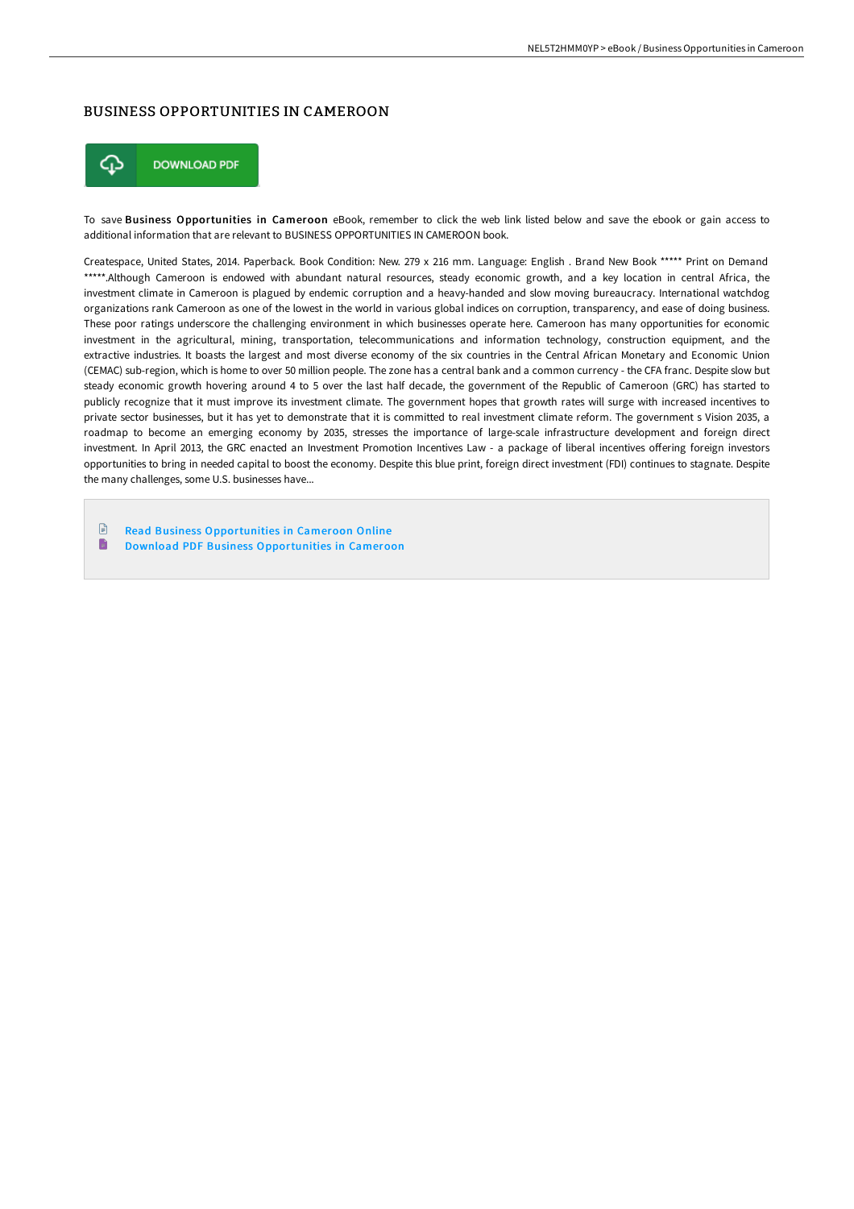# BUSINESS OPPORTUNITIES IN CAMEROON

DOWNLOAD PDF

To save **Business Opportunities in Cameroon** eBook, remember to click the web link listed below and save the ebook or gain access to additional information that are relevant to BUSINESS OPPORTUNITIES IN CAMEROON book.

Createspace, United States, 2014. Paperback. Book Condition: New. 279 x 216 mm. Language: English . Brand New Book ***** Print on Demand *****.Although Cameroon is endowed with abundant natural resources, steady economic growth, and a key location in central Africa, the investment climate in Cameroon is plagued by endemic corruption and a heavy-handed and slow moving bureaucracy. International watchdog organizations rank Cameroon as one of the lowest in the world in various global indices on corruption, transparency, and ease of doing business. These poor ratings underscore the challenging environment in which businesses operate here. Cameroon has many opportunities for economic investment in the agricultural, mining, transportation, telecommunications and information technology, construction equipment, and the extractive industries. It boasts the largest and most diverse economy of the six countries in the Central African Monetary and Economic Union (CEMAC) sub-region, which is home to over 50 million people. The zone has a central bank and a common currency - the CFA franc. Despite slow but steady economic growth hovering around 4 to 5 over the last half decade, the government of the Republic of Cameroon (GRC) has started to publicly recognize that it must improve its investment climate. The government hopes that growth rates will surge with increased incentives to private sector businesses, but it has yet to demonstrate that it is committed to real investment climate reform. The government s Vision 2035, a roadmap to become an emerging economy by 2035, stresses the importance of large-scale infrastructure development and foreign direct investment. In April 2013, the GRC enacted an Investment Promotion Incentives Law - a package of liberal incentives offering foreign investors opportunities to bring in needed capital to boost the economy. Despite this blue print, foreign direct investment (FDI) continues to stagnate. Despite the many challenges, some U.S. businesses have...

- Read Business Opportunities in Cameroon Online
- Download PDF Business Opportunities in Cameroon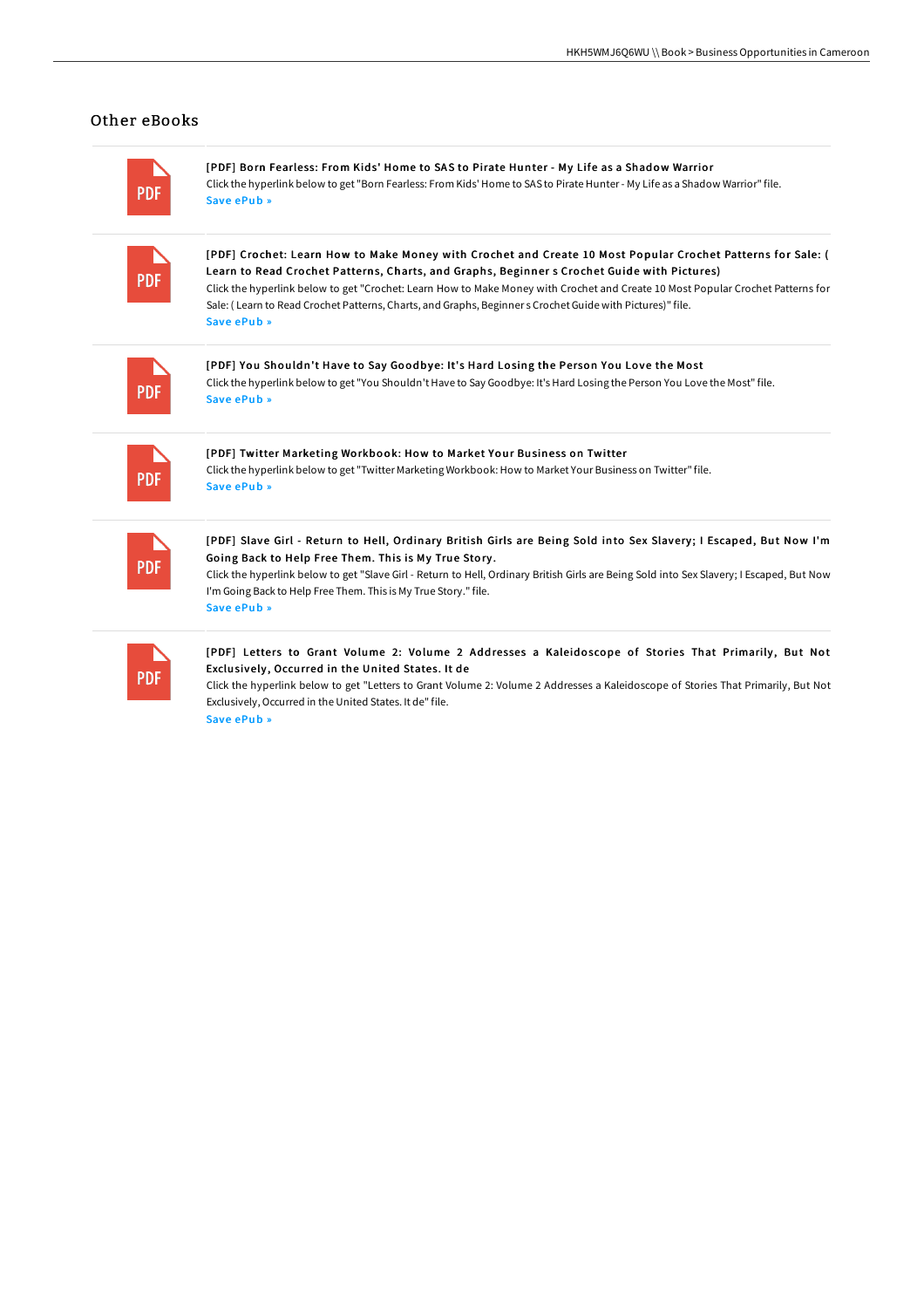## Other eBooks

[PDF] Born Fearless: From Kids' Home to SAS to Pirate Hunter - My Life as a Shadow Warrior
Click the hyperlink below to get "Born Fearless: From Kids' Home to SAS to Pirate Hunter - My Life as a Shadow Warrior" file.
Save ePub »

[PDF] Crochet: Learn How to Make Money with Crochet and Create 10 Most Popular Crochet Patterns for Sale: ( Learn to Read Crochet Patterns, Charts, and Graphs, Beginner s Crochet Guide with Pictures)
Click the hyperlink below to get "Crochet: Learn How to Make Money with Crochet and Create 10 Most Popular Crochet Patterns for Sale: ( Learn to Read Crochet Patterns, Charts, and Graphs, Beginner s Crochet Guide with Pictures)" file.
Save ePub »

[PDF] You Shouldn't Have to Say Goodbye: It's Hard Losing the Person You Love the Most
Click the hyperlink below to get "You Shouldn't Have to Say Goodbye: It's Hard Losing the Person You Love the Most" file.
Save ePub »

[PDF] Twitter Marketing Workbook: How to Market Your Business on Twitter
Click the hyperlink below to get "Twitter Marketing Workbook: How to Market Your Business on Twitter" file.
Save ePub »

[PDF] Slave Girl - Return to Hell, Ordinary British Girls are Being Sold into Sex Slavery; I Escaped, But Now I'm Going Back to Help Free Them. This is My True Story.
Click the hyperlink below to get "Slave Girl - Return to Hell, Ordinary British Girls are Being Sold into Sex Slavery; I Escaped, But Now I'm Going Back to Help Free Them. This is My True Story." file.
Save ePub »

[PDF] Letters to Grant Volume 2: Volume 2 Addresses a Kaleidoscope of Stories That Primarily, But Not Exclusively, Occurred in the United States. It de
Click the hyperlink below to get "Letters to Grant Volume 2: Volume 2 Addresses a Kaleidoscope of Stories That Primarily, But Not Exclusively, Occurred in the United States. It de" file.
Save ePub »